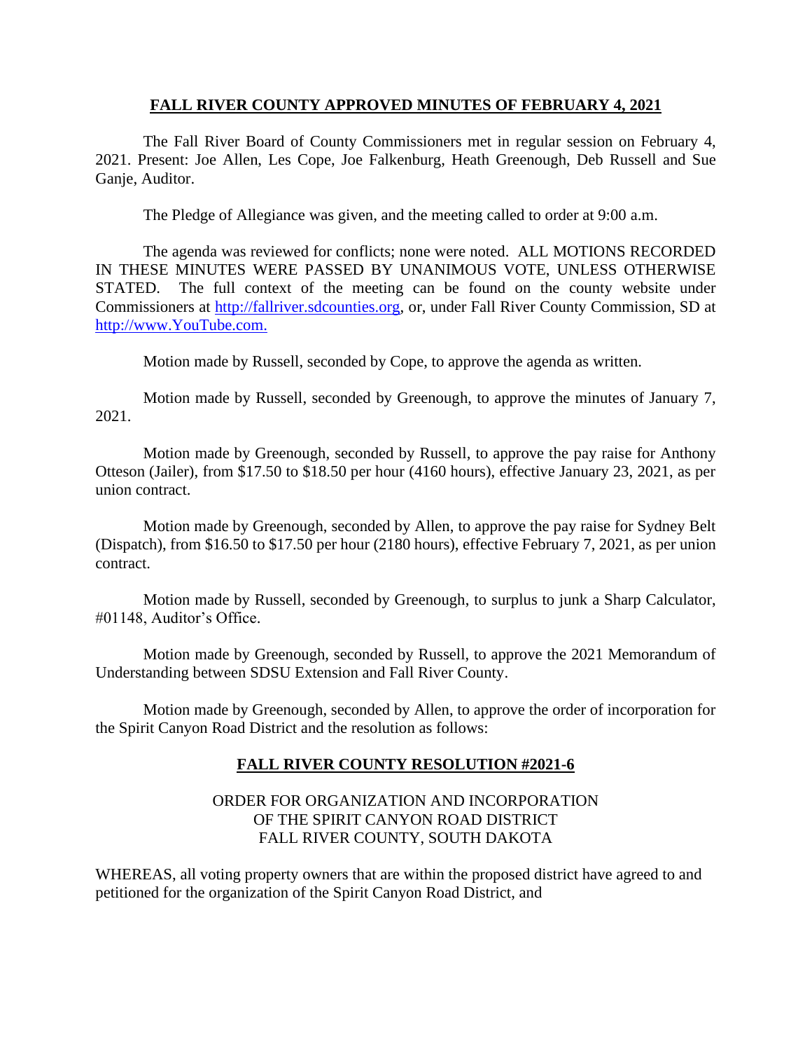# FALL RIVER COUNTY APPROVED MINUTES OF FEBRUARY 4, 2021

The Fall River Board of County Commissioners met in regular session on February 4, 2021. Present: Joe Allen, Les Cope, Joe Falkenburg, Heath Greenough, Deb Russell and Sue Ganje, Auditor.

The Pledge of Allegiance was given, and the meeting called to order at 9:00 a.m.

The agenda was reviewed for conflicts; none were noted. ALL MOTIONS RECORDED IN THESE MINUTES WERE PASSED BY UNANIMOUS VOTE, UNLESS OTHERWISE STATED. The full context of the meeting can be found on the county website under Commissioners at http://fallriver.sdcounties.org, or, under Fall River County Commission, SD at http://www.YouTube.com.

Motion made by Russell, seconded by Cope, to approve the agenda as written.

Motion made by Russell, seconded by Greenough, to approve the minutes of January 7, 2021.

Motion made by Greenough, seconded by Russell, to approve the pay raise for Anthony Otteson (Jailer), from $17.50 to $18.50 per hour (4160 hours), effective January 23, 2021, as per union contract.

Motion made by Greenough, seconded by Allen, to approve the pay raise for Sydney Belt (Dispatch), from $16.50 to $17.50 per hour (2180 hours), effective February 7, 2021, as per union contract.

Motion made by Russell, seconded by Greenough, to surplus to junk a Sharp Calculator, #01148, Auditor's Office.

Motion made by Greenough, seconded by Russell, to approve the 2021 Memorandum of Understanding between SDSU Extension and Fall River County.

Motion made by Greenough, seconded by Allen, to approve the order of incorporation for the Spirit Canyon Road District and the resolution as follows:

## FALL RIVER COUNTY RESOLUTION #2021-6

ORDER FOR ORGANIZATION AND INCORPORATION
OF THE SPIRIT CANYON ROAD DISTRICT
FALL RIVER COUNTY, SOUTH DAKOTA

WHEREAS, all voting property owners that are within the proposed district have agreed to and petitioned for the organization of the Spirit Canyon Road District, and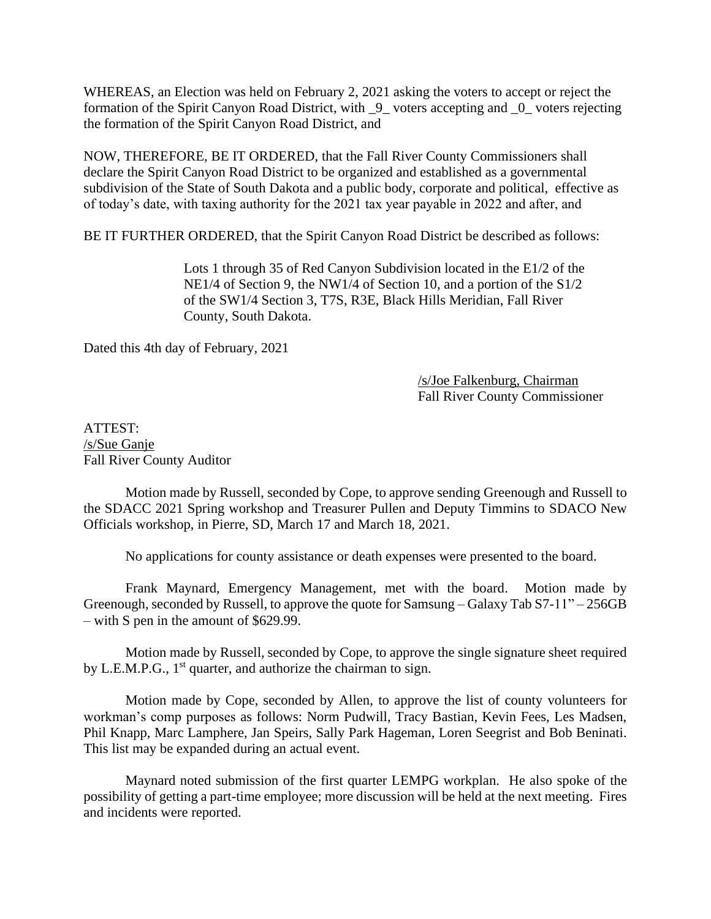WHEREAS, an Election was held on February 2, 2021 asking the voters to accept or reject the formation of the Spirit Canyon Road District, with _9_ voters accepting and _0_ voters rejecting the formation of the Spirit Canyon Road District, and

NOW, THEREFORE, BE IT ORDERED, that the Fall River County Commissioners shall declare the Spirit Canyon Road District to be organized and established as a governmental subdivision of the State of South Dakota and a public body, corporate and political, effective as of today's date, with taxing authority for the 2021 tax year payable in 2022 and after, and

BE IT FURTHER ORDERED, that the Spirit Canyon Road District be described as follows:

> Lots 1 through 35 of Red Canyon Subdivision located in the E1/2 of the NE1/4 of Section 9, the NW1/4 of Section 10, and a portion of the S1/2 of the SW1/4 Section 3, T7S, R3E, Black Hills Meridian, Fall River County, South Dakota.

Dated this 4th day of February, 2021

/s/Joe Falkenburg, Chairman
Fall River County Commissioner

ATTEST:
/s/Sue Ganje
Fall River County Auditor

Motion made by Russell, seconded by Cope, to approve sending Greenough and Russell to the SDACC 2021 Spring workshop and Treasurer Pullen and Deputy Timmins to SDACO New Officials workshop, in Pierre, SD, March 17 and March 18, 2021.

No applications for county assistance or death expenses were presented to the board.

Frank Maynard, Emergency Management, met with the board. Motion made by Greenough, seconded by Russell, to approve the quote for Samsung – Galaxy Tab S7-11" – 256GB – with S pen in the amount of $629.99.

Motion made by Russell, seconded by Cope, to approve the single signature sheet required by L.E.M.P.G., 1st quarter, and authorize the chairman to sign.

Motion made by Cope, seconded by Allen, to approve the list of county volunteers for workman's comp purposes as follows: Norm Pudwill, Tracy Bastian, Kevin Fees, Les Madsen, Phil Knapp, Marc Lamphere, Jan Speirs, Sally Park Hageman, Loren Seegrist and Bob Beninati. This list may be expanded during an actual event.

Maynard noted submission of the first quarter LEMPG workplan. He also spoke of the possibility of getting a part-time employee; more discussion will be held at the next meeting. Fires and incidents were reported.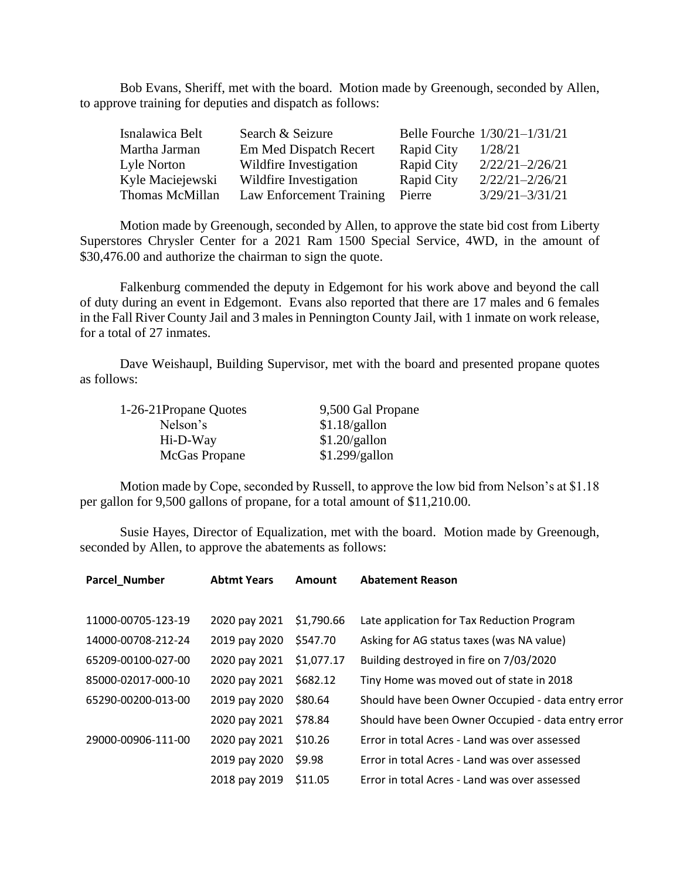Bob Evans, Sheriff, met with the board. Motion made by Greenough, seconded by Allen, to approve training for deputies and dispatch as follows:

| | | | |
|---|---|---|---|
| Isnalawica Belt | Search & Seizure | Belle Fourche | 1/30/21–1/31/21 |
| Martha Jarman | Em Med Dispatch Recert | Rapid City | 1/28/21 |
| Lyle Norton | Wildfire Investigation | Rapid City | 2/22/21–2/26/21 |
| Kyle Maciejewski | Wildfire Investigation | Rapid City | 2/22/21–2/26/21 |
| Thomas McMillan | Law Enforcement Training | Pierre | 3/29/21–3/31/21 |

Motion made by Greenough, seconded by Allen, to approve the state bid cost from Liberty Superstores Chrysler Center for a 2021 Ram 1500 Special Service, 4WD, in the amount of $30,476.00 and authorize the chairman to sign the quote.

Falkenburg commended the deputy in Edgemont for his work above and beyond the call of duty during an event in Edgemont. Evans also reported that there are 17 males and 6 females in the Fall River County Jail and 3 males in Pennington County Jail, with 1 inmate on work release, for a total of 27 inmates.

Dave Weishaupl, Building Supervisor, met with the board and presented propane quotes as follows:

| 1-26-21Propane Quotes | 9,500 Gal Propane |
|---|---|
| Nelson's | $1.18/gallon |
| Hi-D-Way | $1.20/gallon |
| McGas Propane | $1.299/gallon |

Motion made by Cope, seconded by Russell, to approve the low bid from Nelson's at $1.18 per gallon for 9,500 gallons of propane, for a total amount of $11,210.00.

Susie Hayes, Director of Equalization, met with the board. Motion made by Greenough, seconded by Allen, to approve the abatements as follows:

| Parcel_Number | Abtmt Years | Amount | Abatement Reason |
|---|---|---|---|
| 11000-00705-123-19 | 2020 pay 2021 | $1,790.66 | Late application for Tax Reduction Program |
| 14000-00708-212-24 | 2019 pay 2020 | $547.70 | Asking for AG status taxes (was NA value) |
| 65209-00100-027-00 | 2020 pay 2021 | $1,077.17 | Building destroyed in fire on 7/03/2020 |
| 85000-02017-000-10 | 2020 pay 2021 | $682.12 | Tiny Home was moved out of state in 2018 |
| 65290-00200-013-00 | 2019 pay 2020 | $80.64 | Should have been Owner Occupied - data entry error |
| | 2020 pay 2021 | $78.84 | Should have been Owner Occupied - data entry error |
| 29000-00906-111-00 | 2020 pay 2021 | $10.26 | Error in total Acres - Land was over assessed |
| | 2019 pay 2020 | $9.98 | Error in total Acres - Land was over assessed |
| | 2018 pay 2019 | $11.05 | Error in total Acres - Land was over assessed |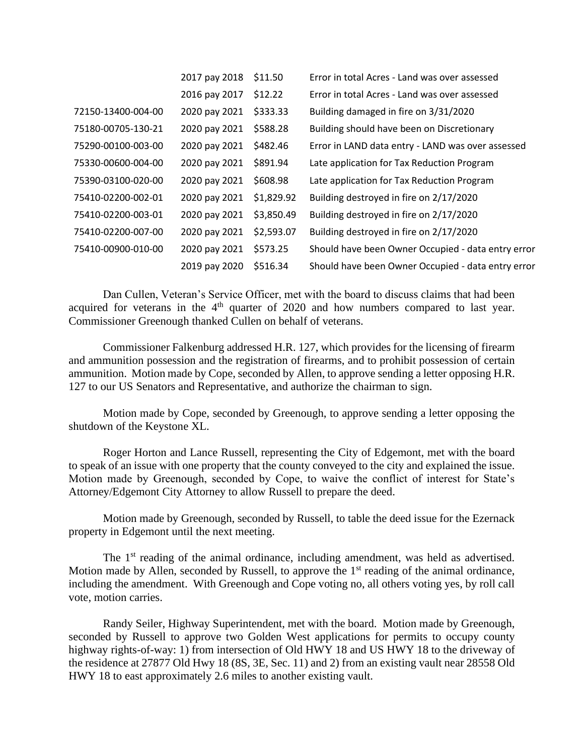| | | | |
|---|---|---|---|
| | 2017 pay 2018 | $11.50 | Error in total Acres - Land was over assessed |
| | 2016 pay 2017 | $12.22 | Error in total Acres - Land was over assessed |
| 72150-13400-004-00 | 2020 pay 2021 | $333.33 | Building damaged in fire on 3/31/2020 |
| 75180-00705-130-21 | 2020 pay 2021 | $588.28 | Building should have been on Discretionary |
| 75290-00100-003-00 | 2020 pay 2021 | $482.46 | Error in LAND data entry - LAND was over assessed |
| 75330-00600-004-00 | 2020 pay 2021 | $891.94 | Late application for Tax Reduction Program |
| 75390-03100-020-00 | 2020 pay 2021 | $608.98 | Late application for Tax Reduction Program |
| 75410-02200-002-01 | 2020 pay 2021 | $1,829.92 | Building destroyed in fire on 2/17/2020 |
| 75410-02200-003-01 | 2020 pay 2021 | $3,850.49 | Building destroyed in fire on 2/17/2020 |
| 75410-02200-007-00 | 2020 pay 2021 | $2,593.07 | Building destroyed in fire on 2/17/2020 |
| 75410-00900-010-00 | 2020 pay 2021 | $573.25 | Should have been Owner Occupied - data entry error |
| | 2019 pay 2020 | $516.34 | Should have been Owner Occupied - data entry error |

Dan Cullen, Veteran's Service Officer, met with the board to discuss claims that had been acquired for veterans in the 4th quarter of 2020 and how numbers compared to last year. Commissioner Greenough thanked Cullen on behalf of veterans.

Commissioner Falkenburg addressed H.R. 127, which provides for the licensing of firearm and ammunition possession and the registration of firearms, and to prohibit possession of certain ammunition. Motion made by Cope, seconded by Allen, to approve sending a letter opposing H.R. 127 to our US Senators and Representative, and authorize the chairman to sign.

Motion made by Cope, seconded by Greenough, to approve sending a letter opposing the shutdown of the Keystone XL.

Roger Horton and Lance Russell, representing the City of Edgemont, met with the board to speak of an issue with one property that the county conveyed to the city and explained the issue. Motion made by Greenough, seconded by Cope, to waive the conflict of interest for State's Attorney/Edgemont City Attorney to allow Russell to prepare the deed.

Motion made by Greenough, seconded by Russell, to table the deed issue for the Ezernack property in Edgemont until the next meeting.

The 1st reading of the animal ordinance, including amendment, was held as advertised. Motion made by Allen, seconded by Russell, to approve the 1st reading of the animal ordinance, including the amendment. With Greenough and Cope voting no, all others voting yes, by roll call vote, motion carries.

Randy Seiler, Highway Superintendent, met with the board. Motion made by Greenough, seconded by Russell to approve two Golden West applications for permits to occupy county highway rights-of-way: 1) from intersection of Old HWY 18 and US HWY 18 to the driveway of the residence at 27877 Old Hwy 18 (8S, 3E, Sec. 11) and 2) from an existing vault near 28558 Old HWY 18 to east approximately 2.6 miles to another existing vault.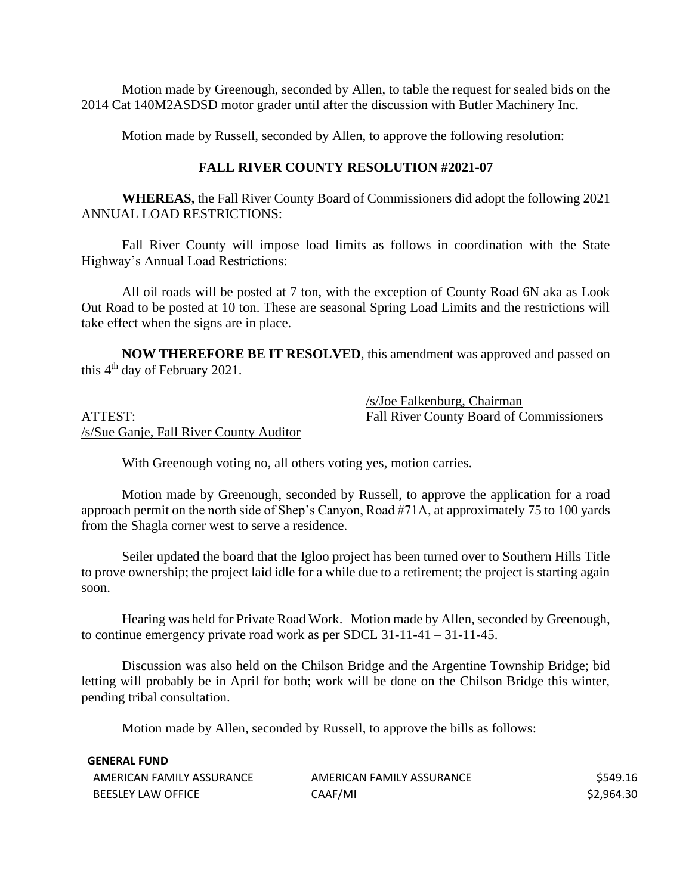Motion made by Greenough, seconded by Allen, to table the request for sealed bids on the 2014 Cat 140M2ASDSD motor grader until after the discussion with Butler Machinery Inc.

Motion made by Russell, seconded by Allen, to approve the following resolution:

**FALL RIVER COUNTY RESOLUTION #2021-07**

**WHEREAS,** the Fall River County Board of Commissioners did adopt the following 2021 ANNUAL LOAD RESTRICTIONS:

Fall River County will impose load limits as follows in coordination with the State Highway's Annual Load Restrictions:

All oil roads will be posted at 7 ton, with the exception of County Road 6N aka as Look Out Road to be posted at 10 ton. These are seasonal Spring Load Limits and the restrictions will take effect when the signs are in place.

**NOW THEREFORE BE IT RESOLVED**, this amendment was approved and passed on this 4th day of February 2021.

/s/Joe Falkenburg, Chairman
Fall River County Board of Commissioners

ATTEST:
/s/Sue Ganje, Fall River County Auditor

With Greenough voting no, all others voting yes, motion carries.

Motion made by Greenough, seconded by Russell, to approve the application for a road approach permit on the north side of Shep's Canyon, Road #71A, at approximately 75 to 100 yards from the Shagla corner west to serve a residence.

Seiler updated the board that the Igloo project has been turned over to Southern Hills Title to prove ownership; the project laid idle for a while due to a retirement; the project is starting again soon.

Hearing was held for Private Road Work. Motion made by Allen, seconded by Greenough, to continue emergency private road work as per SDCL 31-11-41 – 31-11-45.

Discussion was also held on the Chilson Bridge and the Argentine Township Bridge; bid letting will probably be in April for both; work will be done on the Chilson Bridge this winter, pending tribal consultation.

Motion made by Allen, seconded by Russell, to approve the bills as follows:

| GENERAL FUND | | |
|---|---|---|
| AMERICAN FAMILY ASSURANCE | AMERICAN FAMILY ASSURANCE | $549.16 |
| BEESLEY LAW OFFICE | CAAF/MI | $2,964.30 |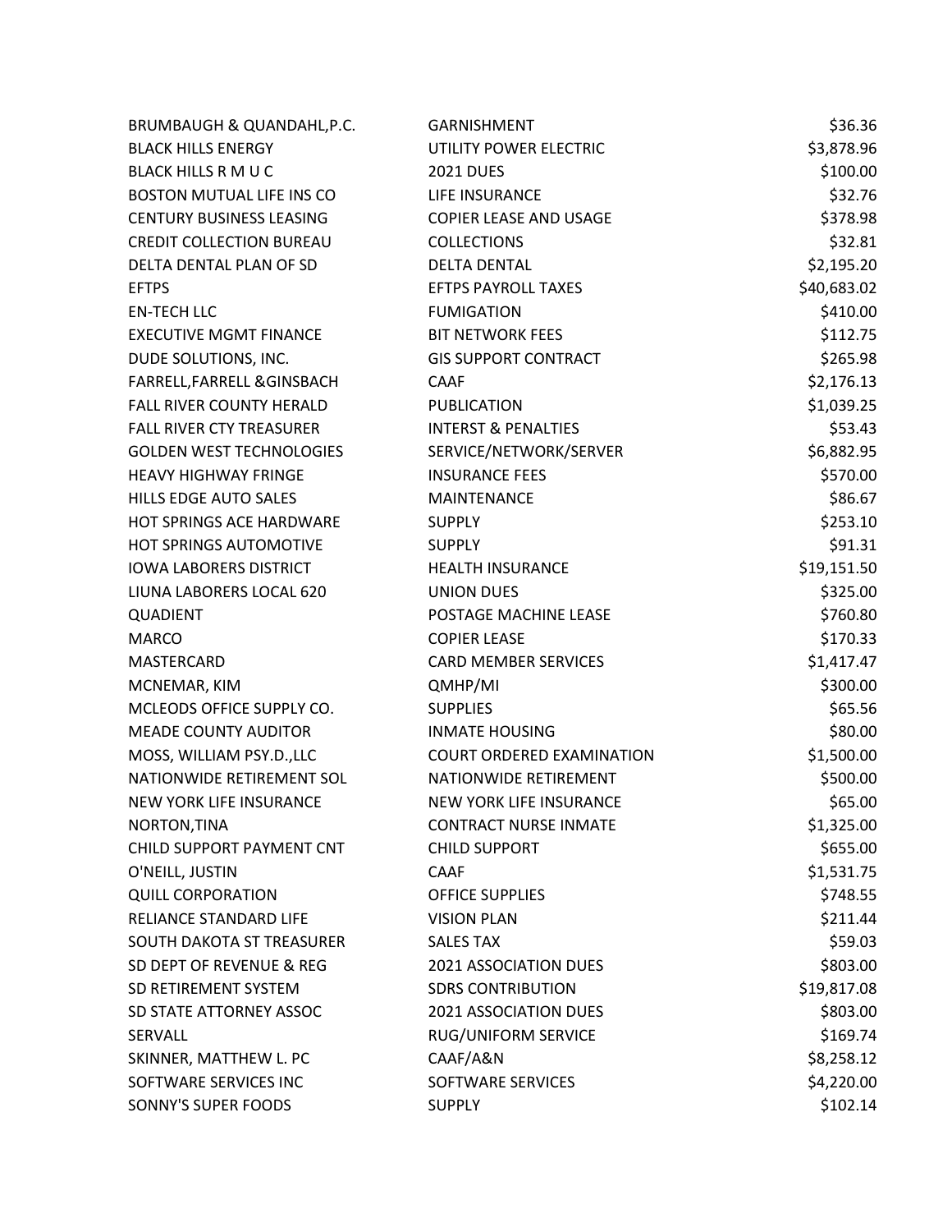| | | |
|---|---|---|
| BRUMBAUGH & QUANDAHL,P.C. | GARNISHMENT | $36.36 |
| BLACK HILLS ENERGY | UTILITY POWER ELECTRIC | $3,878.96 |
| BLACK HILLS R M U C | 2021 DUES | $100.00 |
| BOSTON MUTUAL LIFE INS CO | LIFE INSURANCE | $32.76 |
| CENTURY BUSINESS LEASING | COPIER LEASE AND USAGE | $378.98 |
| CREDIT COLLECTION BUREAU | COLLECTIONS | $32.81 |
| DELTA DENTAL PLAN OF SD | DELTA DENTAL | $2,195.20 |
| EFTPS | EFTPS PAYROLL TAXES | $40,683.02 |
| EN-TECH LLC | FUMIGATION | $410.00 |
| EXECUTIVE MGMT FINANCE | BIT NETWORK FEES | $112.75 |
| DUDE SOLUTIONS, INC. | GIS SUPPORT CONTRACT | $265.98 |
| FARRELL,FARRELL &GINSBACH | CAAF | $2,176.13 |
| FALL RIVER COUNTY HERALD | PUBLICATION | $1,039.25 |
| FALL RIVER CTY TREASURER | INTERST & PENALTIES | $53.43 |
| GOLDEN WEST TECHNOLOGIES | SERVICE/NETWORK/SERVER | $6,882.95 |
| HEAVY HIGHWAY FRINGE | INSURANCE FEES | $570.00 |
| HILLS EDGE AUTO SALES | MAINTENANCE | $86.67 |
| HOT SPRINGS ACE HARDWARE | SUPPLY | $253.10 |
| HOT SPRINGS AUTOMOTIVE | SUPPLY | $91.31 |
| IOWA LABORERS DISTRICT | HEALTH INSURANCE | $19,151.50 |
| LIUNA LABORERS LOCAL 620 | UNION DUES | $325.00 |
| QUADIENT | POSTAGE MACHINE LEASE | $760.80 |
| MARCO | COPIER LEASE | $170.33 |
| MASTERCARD | CARD MEMBER SERVICES | $1,417.47 |
| MCNEMAR, KIM | QMHP/MI | $300.00 |
| MCLEODS OFFICE SUPPLY CO. | SUPPLIES | $65.56 |
| MEADE COUNTY AUDITOR | INMATE HOUSING | $80.00 |
| MOSS, WILLIAM PSY.D.,LLC | COURT ORDERED EXAMINATION | $1,500.00 |
| NATIONWIDE RETIREMENT SOL | NATIONWIDE RETIREMENT | $500.00 |
| NEW YORK LIFE INSURANCE | NEW YORK LIFE INSURANCE | $65.00 |
| NORTON,TINA | CONTRACT NURSE INMATE | $1,325.00 |
| CHILD SUPPORT PAYMENT CNT | CHILD SUPPORT | $655.00 |
| O'NEILL, JUSTIN | CAAF | $1,531.75 |
| QUILL CORPORATION | OFFICE SUPPLIES | $748.55 |
| RELIANCE STANDARD LIFE | VISION PLAN | $211.44 |
| SOUTH DAKOTA ST TREASURER | SALES TAX | $59.03 |
| SD DEPT OF REVENUE & REG | 2021 ASSOCIATION DUES | $803.00 |
| SD RETIREMENT SYSTEM | SDRS CONTRIBUTION | $19,817.08 |
| SD STATE ATTORNEY ASSOC | 2021 ASSOCIATION DUES | $803.00 |
| SERVALL | RUG/UNIFORM SERVICE | $169.74 |
| SKINNER, MATTHEW L. PC | CAAF/A&N | $8,258.12 |
| SOFTWARE SERVICES INC | SOFTWARE SERVICES | $4,220.00 |
| SONNY'S SUPER FOODS | SUPPLY | $102.14 |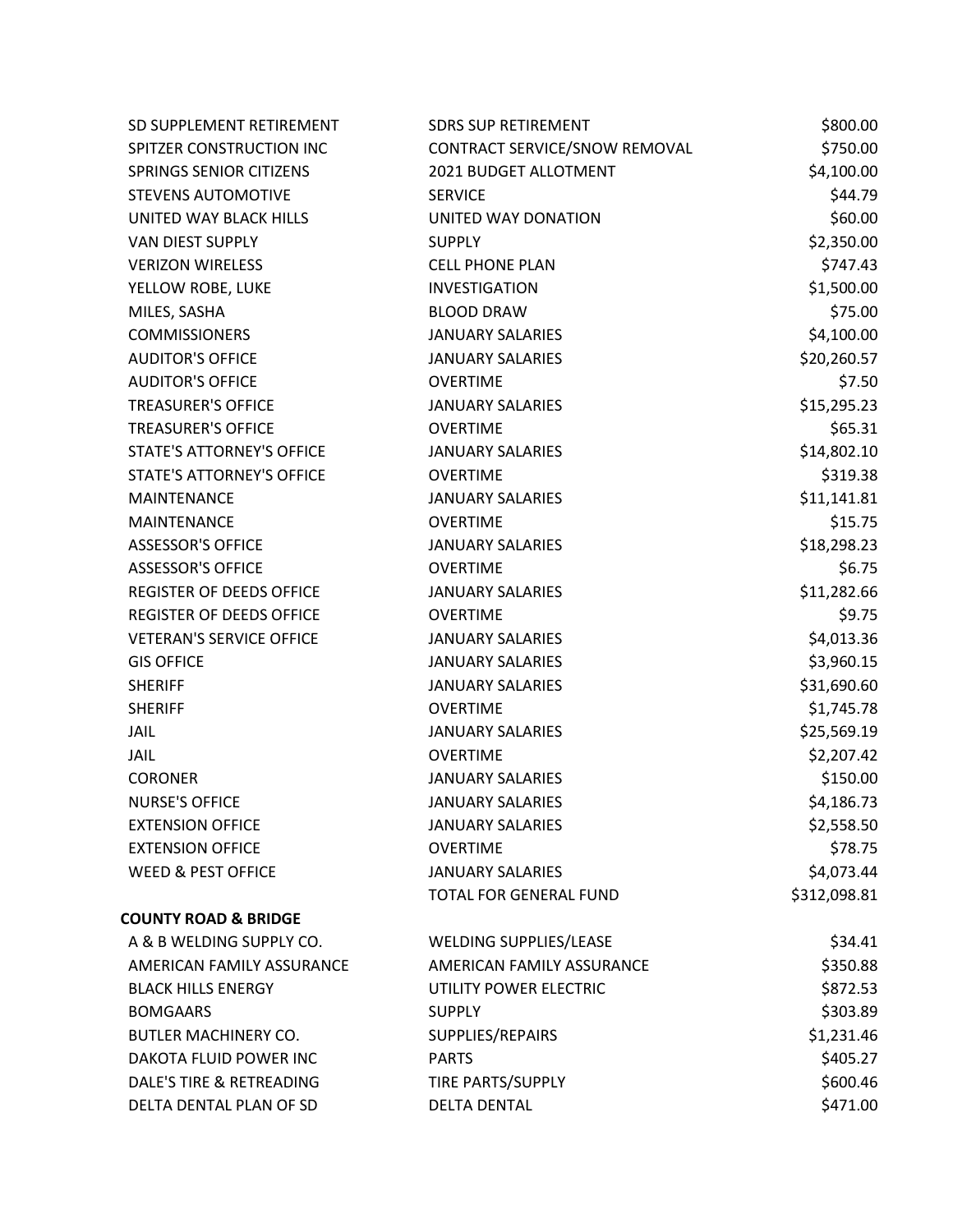| | | |
|---|---|---|
| SD SUPPLEMENT RETIREMENT | SDRS SUP RETIREMENT | $800.00 |
| SPITZER CONSTRUCTION INC | CONTRACT SERVICE/SNOW REMOVAL | $750.00 |
| SPRINGS SENIOR CITIZENS | 2021 BUDGET ALLOTMENT | $4,100.00 |
| STEVENS AUTOMOTIVE | SERVICE | $44.79 |
| UNITED WAY BLACK HILLS | UNITED WAY DONATION | $60.00 |
| VAN DIEST SUPPLY | SUPPLY | $2,350.00 |
| VERIZON WIRELESS | CELL PHONE PLAN | $747.43 |
| YELLOW ROBE, LUKE | INVESTIGATION | $1,500.00 |
| MILES, SASHA | BLOOD DRAW | $75.00 |
| COMMISSIONERS | JANUARY SALARIES | $4,100.00 |
| AUDITOR'S OFFICE | JANUARY SALARIES | $20,260.57 |
| AUDITOR'S OFFICE | OVERTIME | $7.50 |
| TREASURER'S OFFICE | JANUARY SALARIES | $15,295.23 |
| TREASURER'S OFFICE | OVERTIME | $65.31 |
| STATE'S ATTORNEY'S OFFICE | JANUARY SALARIES | $14,802.10 |
| STATE'S ATTORNEY'S OFFICE | OVERTIME | $319.38 |
| MAINTENANCE | JANUARY SALARIES | $11,141.81 |
| MAINTENANCE | OVERTIME | $15.75 |
| ASSESSOR'S OFFICE | JANUARY SALARIES | $18,298.23 |
| ASSESSOR'S OFFICE | OVERTIME | $6.75 |
| REGISTER OF DEEDS OFFICE | JANUARY SALARIES | $11,282.66 |
| REGISTER OF DEEDS OFFICE | OVERTIME | $9.75 |
| VETERAN'S SERVICE OFFICE | JANUARY SALARIES | $4,013.36 |
| GIS OFFICE | JANUARY SALARIES | $3,960.15 |
| SHERIFF | JANUARY SALARIES | $31,690.60 |
| SHERIFF | OVERTIME | $1,745.78 |
| JAIL | JANUARY SALARIES | $25,569.19 |
| JAIL | OVERTIME | $2,207.42 |
| CORONER | JANUARY SALARIES | $150.00 |
| NURSE'S OFFICE | JANUARY SALARIES | $4,186.73 |
| EXTENSION OFFICE | JANUARY SALARIES | $2,558.50 |
| EXTENSION OFFICE | OVERTIME | $78.75 |
| WEED & PEST OFFICE | JANUARY SALARIES | $4,073.44 |
| | TOTAL FOR GENERAL FUND | $312,098.81 |

**COUNTY ROAD & BRIDGE**

| | | |
|---|---|---|
| A & B WELDING SUPPLY CO. | WELDING SUPPLIES/LEASE | $34.41 |
| AMERICAN FAMILY ASSURANCE | AMERICAN FAMILY ASSURANCE | $350.88 |
| BLACK HILLS ENERGY | UTILITY POWER ELECTRIC | $872.53 |
| BOMGAARS | SUPPLY | $303.89 |
| BUTLER MACHINERY CO. | SUPPLIES/REPAIRS | $1,231.46 |
| DAKOTA FLUID POWER INC | PARTS | $405.27 |
| DALE'S TIRE & RETREADING | TIRE PARTS/SUPPLY | $600.46 |
| DELTA DENTAL PLAN OF SD | DELTA DENTAL | $471.00 |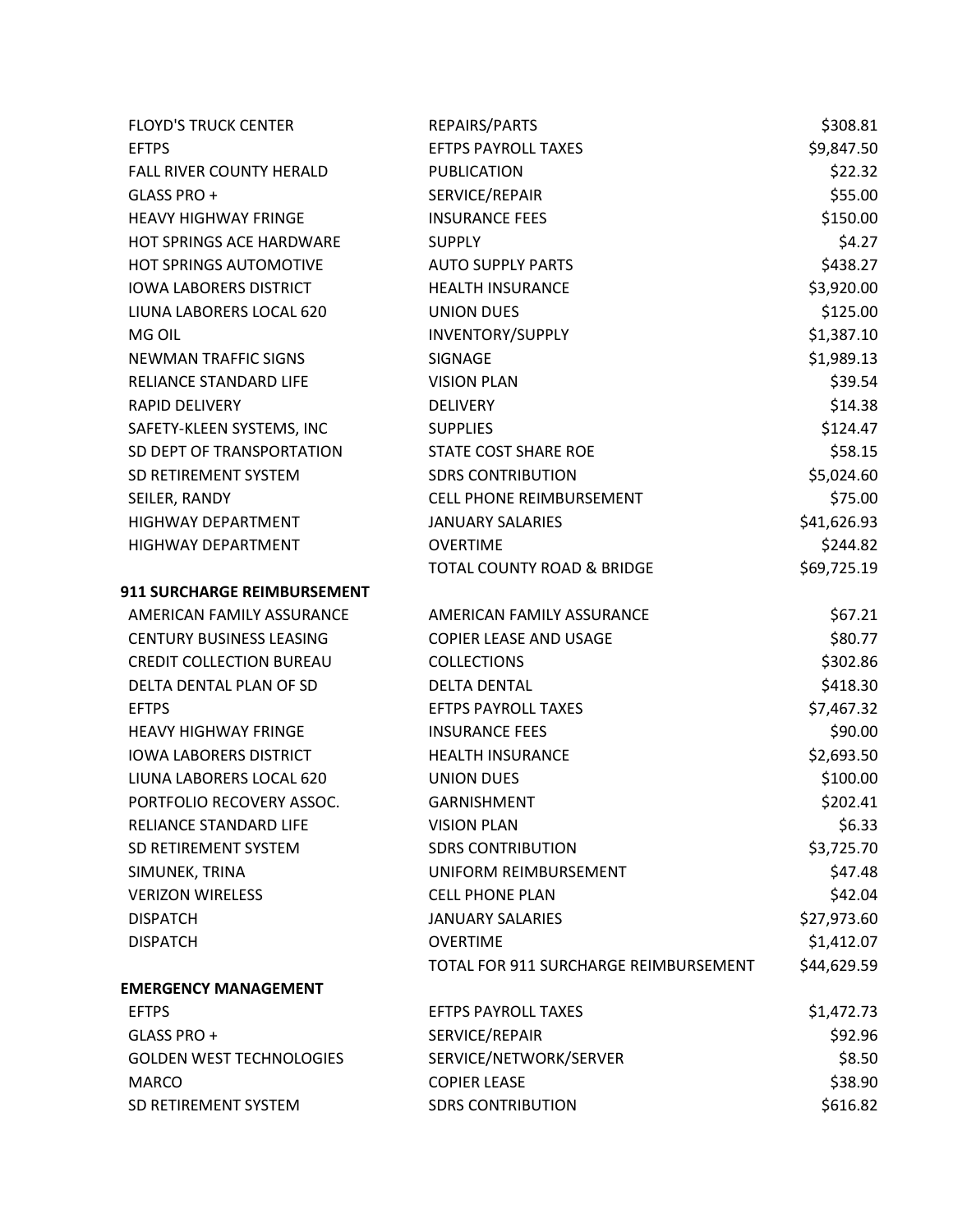| | | |
|---|---|---|
| FLOYD'S TRUCK CENTER | REPAIRS/PARTS | $308.81 |
| EFTPS | EFTPS PAYROLL TAXES | $9,847.50 |
| FALL RIVER COUNTY HERALD | PUBLICATION | $22.32 |
| GLASS PRO + | SERVICE/REPAIR | $55.00 |
| HEAVY HIGHWAY FRINGE | INSURANCE FEES | $150.00 |
| HOT SPRINGS ACE HARDWARE | SUPPLY | $4.27 |
| HOT SPRINGS AUTOMOTIVE | AUTO SUPPLY PARTS | $438.27 |
| IOWA LABORERS DISTRICT | HEALTH INSURANCE | $3,920.00 |
| LIUNA LABORERS LOCAL 620 | UNION DUES | $125.00 |
| MG OIL | INVENTORY/SUPPLY | $1,387.10 |
| NEWMAN TRAFFIC SIGNS | SIGNAGE | $1,989.13 |
| RELIANCE STANDARD LIFE | VISION PLAN | $39.54 |
| RAPID DELIVERY | DELIVERY | $14.38 |
| SAFETY-KLEEN SYSTEMS, INC | SUPPLIES | $124.47 |
| SD DEPT OF TRANSPORTATION | STATE COST SHARE ROE | $58.15 |
| SD RETIREMENT SYSTEM | SDRS CONTRIBUTION | $5,024.60 |
| SEILER, RANDY | CELL PHONE REIMBURSEMENT | $75.00 |
| HIGHWAY DEPARTMENT | JANUARY SALARIES | $41,626.93 |
| HIGHWAY DEPARTMENT | OVERTIME | $244.82 |
| | TOTAL COUNTY ROAD & BRIDGE | $69,725.19 |
| **911 SURCHARGE REIMBURSEMENT** | | |
| AMERICAN FAMILY ASSURANCE | AMERICAN FAMILY ASSURANCE | $67.21 |
| CENTURY BUSINESS LEASING | COPIER LEASE AND USAGE | $80.77 |
| CREDIT COLLECTION BUREAU | COLLECTIONS | $302.86 |
| DELTA DENTAL PLAN OF SD | DELTA DENTAL | $418.30 |
| EFTPS | EFTPS PAYROLL TAXES | $7,467.32 |
| HEAVY HIGHWAY FRINGE | INSURANCE FEES | $90.00 |
| IOWA LABORERS DISTRICT | HEALTH INSURANCE | $2,693.50 |
| LIUNA LABORERS LOCAL 620 | UNION DUES | $100.00 |
| PORTFOLIO RECOVERY ASSOC. | GARNISHMENT | $202.41 |
| RELIANCE STANDARD LIFE | VISION PLAN | $6.33 |
| SD RETIREMENT SYSTEM | SDRS CONTRIBUTION | $3,725.70 |
| SIMUNEK, TRINA | UNIFORM REIMBURSEMENT | $47.48 |
| VERIZON WIRELESS | CELL PHONE PLAN | $42.04 |
| DISPATCH | JANUARY SALARIES | $27,973.60 |
| DISPATCH | OVERTIME | $1,412.07 |
| | TOTAL FOR 911 SURCHARGE REIMBURSEMENT | $44,629.59 |
| **EMERGENCY MANAGEMENT** | | |
| EFTPS | EFTPS PAYROLL TAXES | $1,472.73 |
| GLASS PRO + | SERVICE/REPAIR | $92.96 |
| GOLDEN WEST TECHNOLOGIES | SERVICE/NETWORK/SERVER | $8.50 |
| MARCO | COPIER LEASE | $38.90 |
| SD RETIREMENT SYSTEM | SDRS CONTRIBUTION | $616.82 |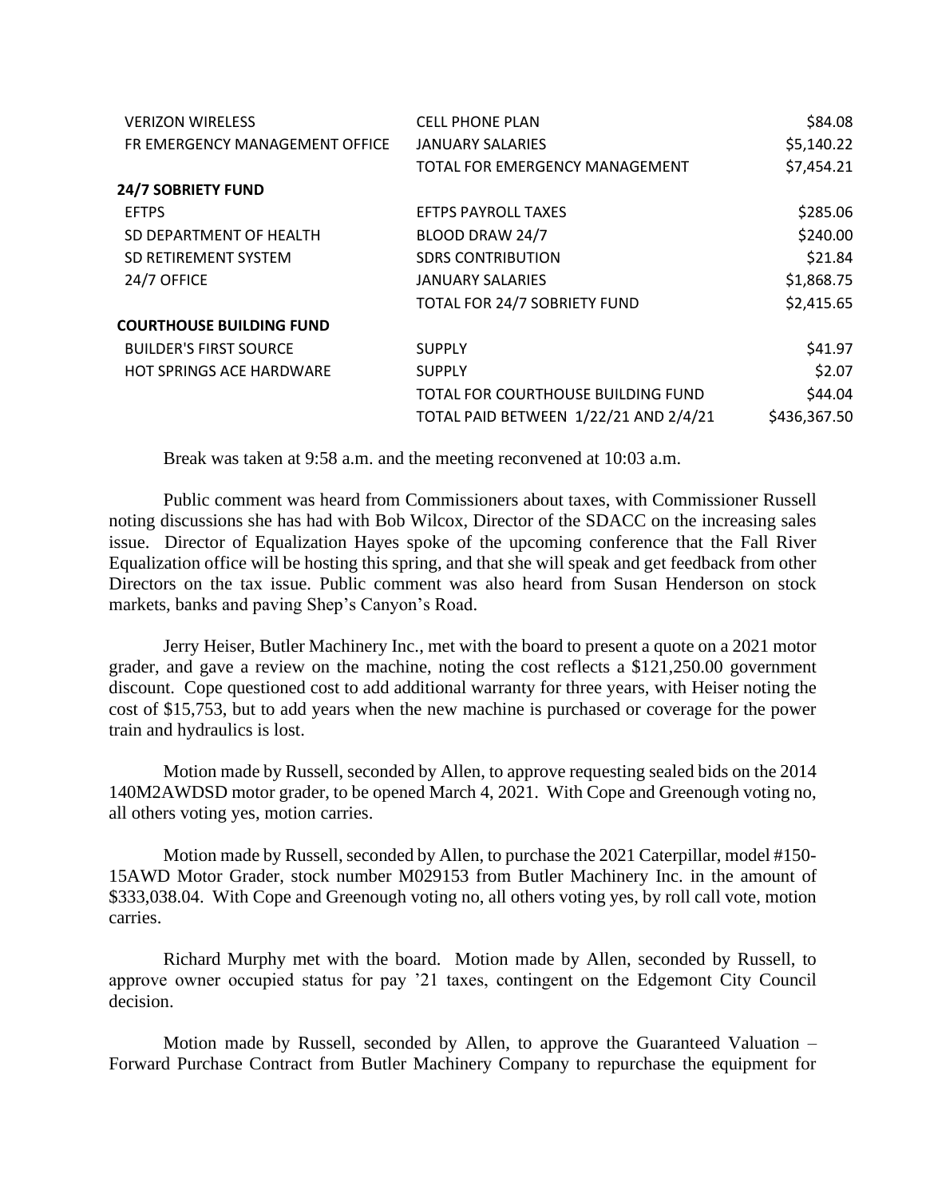| | | |
|---|---|---|
| VERIZON WIRELESS | CELL PHONE PLAN | $84.08 |
| FR EMERGENCY MANAGEMENT OFFICE | JANUARY SALARIES | $5,140.22 |
| | TOTAL FOR EMERGENCY MANAGEMENT | $7,454.21 |
| **24/7 SOBRIETY FUND** | | |
| EFTPS | EFTPS PAYROLL TAXES | $285.06 |
| SD DEPARTMENT OF HEALTH | BLOOD DRAW 24/7 | $240.00 |
| SD RETIREMENT SYSTEM | SDRS CONTRIBUTION | $21.84 |
| 24/7 OFFICE | JANUARY SALARIES | $1,868.75 |
| | TOTAL FOR 24/7 SOBRIETY FUND | $2,415.65 |
| **COURTHOUSE BUILDING FUND** | | |
| BUILDER'S FIRST SOURCE | SUPPLY | $41.97 |
| HOT SPRINGS ACE HARDWARE | SUPPLY | $2.07 |
| | TOTAL FOR COURTHOUSE BUILDING FUND | $44.04 |
| | TOTAL PAID BETWEEN 1/22/21 AND 2/4/21 | $436,367.50 |

Break was taken at 9:58 a.m. and the meeting reconvened at 10:03 a.m.

Public comment was heard from Commissioners about taxes, with Commissioner Russell noting discussions she has had with Bob Wilcox, Director of the SDACC on the increasing sales issue. Director of Equalization Hayes spoke of the upcoming conference that the Fall River Equalization office will be hosting this spring, and that she will speak and get feedback from other Directors on the tax issue. Public comment was also heard from Susan Henderson on stock markets, banks and paving Shep's Canyon's Road.

Jerry Heiser, Butler Machinery Inc., met with the board to present a quote on a 2021 motor grader, and gave a review on the machine, noting the cost reflects a $121,250.00 government discount. Cope questioned cost to add additional warranty for three years, with Heiser noting the cost of $15,753, but to add years when the new machine is purchased or coverage for the power train and hydraulics is lost.

Motion made by Russell, seconded by Allen, to approve requesting sealed bids on the 2014 140M2AWDSD motor grader, to be opened March 4, 2021. With Cope and Greenough voting no, all others voting yes, motion carries.

Motion made by Russell, seconded by Allen, to purchase the 2021 Caterpillar, model #150-15AWD Motor Grader, stock number M029153 from Butler Machinery Inc. in the amount of $333,038.04. With Cope and Greenough voting no, all others voting yes, by roll call vote, motion carries.

Richard Murphy met with the board. Motion made by Allen, seconded by Russell, to approve owner occupied status for pay '21 taxes, contingent on the Edgemont City Council decision.

Motion made by Russell, seconded by Allen, to approve the Guaranteed Valuation – Forward Purchase Contract from Butler Machinery Company to repurchase the equipment for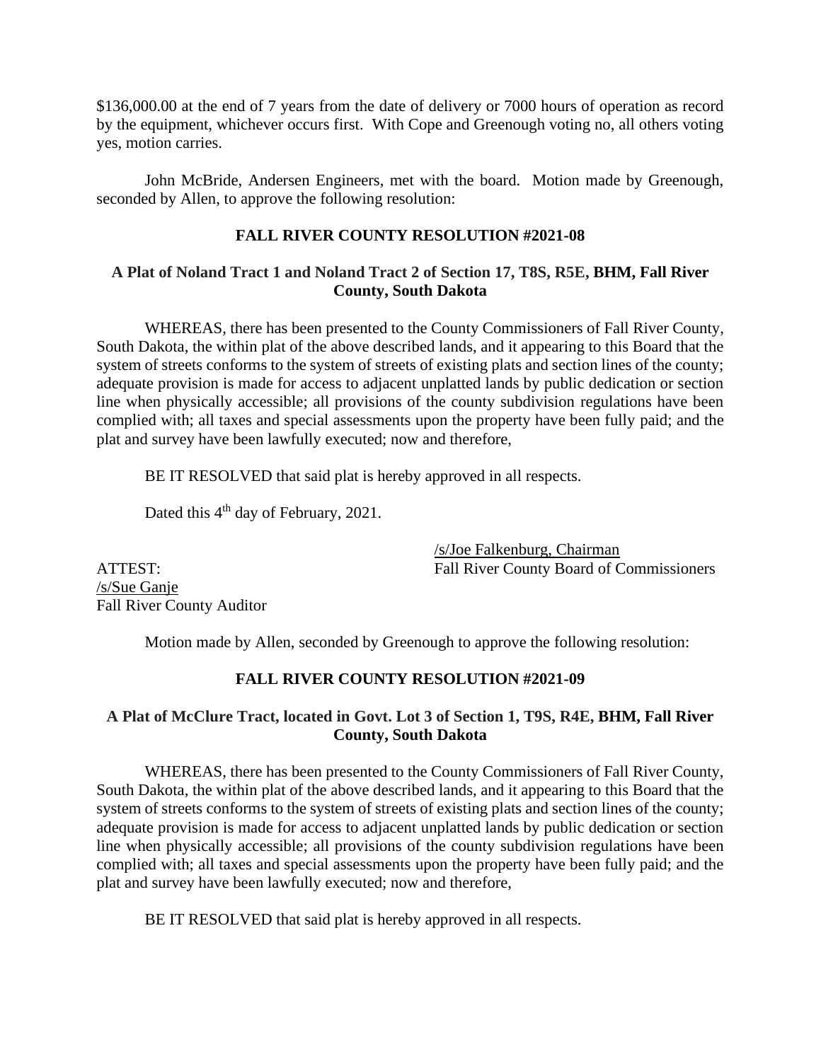$136,000.00 at the end of 7 years from the date of delivery or 7000 hours of operation as record by the equipment, whichever occurs first. With Cope and Greenough voting no, all others voting yes, motion carries.

John McBride, Andersen Engineers, met with the board. Motion made by Greenough, seconded by Allen, to approve the following resolution:

**FALL RIVER COUNTY RESOLUTION #2021-08**

**A Plat of Noland Tract 1 and Noland Tract 2 of Section 17, T8S, R5E, BHM, Fall River County, South Dakota**

WHEREAS, there has been presented to the County Commissioners of Fall River County, South Dakota, the within plat of the above described lands, and it appearing to this Board that the system of streets conforms to the system of streets of existing plats and section lines of the county; adequate provision is made for access to adjacent unplatted lands by public dedication or section line when physically accessible; all provisions of the county subdivision regulations have been complied with; all taxes and special assessments upon the property have been fully paid; and the plat and survey have been lawfully executed; now and therefore,

BE IT RESOLVED that said plat is hereby approved in all respects.

Dated this 4th day of February, 2021.

/s/Joe Falkenburg, Chairman
Fall River County Board of Commissioners

ATTEST:
/s/Sue Ganje
Fall River County Auditor

Motion made by Allen, seconded by Greenough to approve the following resolution:

**FALL RIVER COUNTY RESOLUTION #2021-09**

**A Plat of McClure Tract, located in Govt. Lot 3 of Section 1, T9S, R4E, BHM, Fall River County, South Dakota**

WHEREAS, there has been presented to the County Commissioners of Fall River County, South Dakota, the within plat of the above described lands, and it appearing to this Board that the system of streets conforms to the system of streets of existing plats and section lines of the county; adequate provision is made for access to adjacent unplatted lands by public dedication or section line when physically accessible; all provisions of the county subdivision regulations have been complied with; all taxes and special assessments upon the property have been fully paid; and the plat and survey have been lawfully executed; now and therefore,

BE IT RESOLVED that said plat is hereby approved in all respects.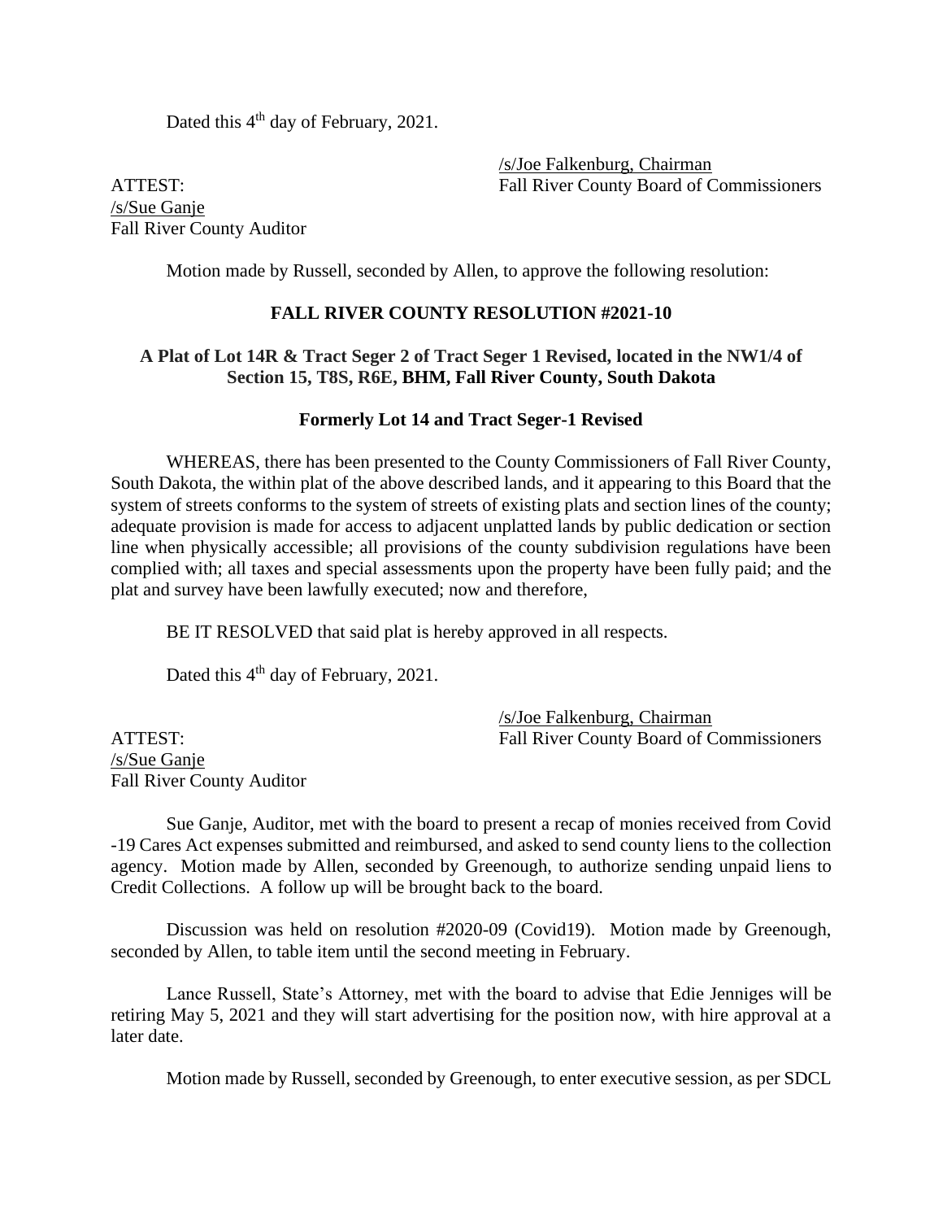Dated this 4th day of February, 2021.

/s/Joe Falkenburg, Chairman
Fall River County Board of Commissioners

ATTEST:
/s/Sue Ganje
Fall River County Auditor

Motion made by Russell, seconded by Allen, to approve the following resolution:

**FALL RIVER COUNTY RESOLUTION #2021-10**

**A Plat of Lot 14R & Tract Seger 2 of Tract Seger 1 Revised, located in the NW1/4 of Section 15, T8S, R6E, BHM, Fall River County, South Dakota**

**Formerly Lot 14 and Tract Seger-1 Revised**

WHEREAS, there has been presented to the County Commissioners of Fall River County, South Dakota, the within plat of the above described lands, and it appearing to this Board that the system of streets conforms to the system of streets of existing plats and section lines of the county; adequate provision is made for access to adjacent unplatted lands by public dedication or section line when physically accessible; all provisions of the county subdivision regulations have been complied with; all taxes and special assessments upon the property have been fully paid; and the plat and survey have been lawfully executed; now and therefore,

BE IT RESOLVED that said plat is hereby approved in all respects.

Dated this 4th day of February, 2021.

/s/Joe Falkenburg, Chairman
Fall River County Board of Commissioners

ATTEST:
/s/Sue Ganje
Fall River County Auditor

Sue Ganje, Auditor, met with the board to present a recap of monies received from Covid -19 Cares Act expenses submitted and reimbursed, and asked to send county liens to the collection agency. Motion made by Allen, seconded by Greenough, to authorize sending unpaid liens to Credit Collections. A follow up will be brought back to the board.

Discussion was held on resolution #2020-09 (Covid19). Motion made by Greenough, seconded by Allen, to table item until the second meeting in February.

Lance Russell, State's Attorney, met with the board to advise that Edie Jenniges will be retiring May 5, 2021 and they will start advertising for the position now, with hire approval at a later date.

Motion made by Russell, seconded by Greenough, to enter executive session, as per SDCL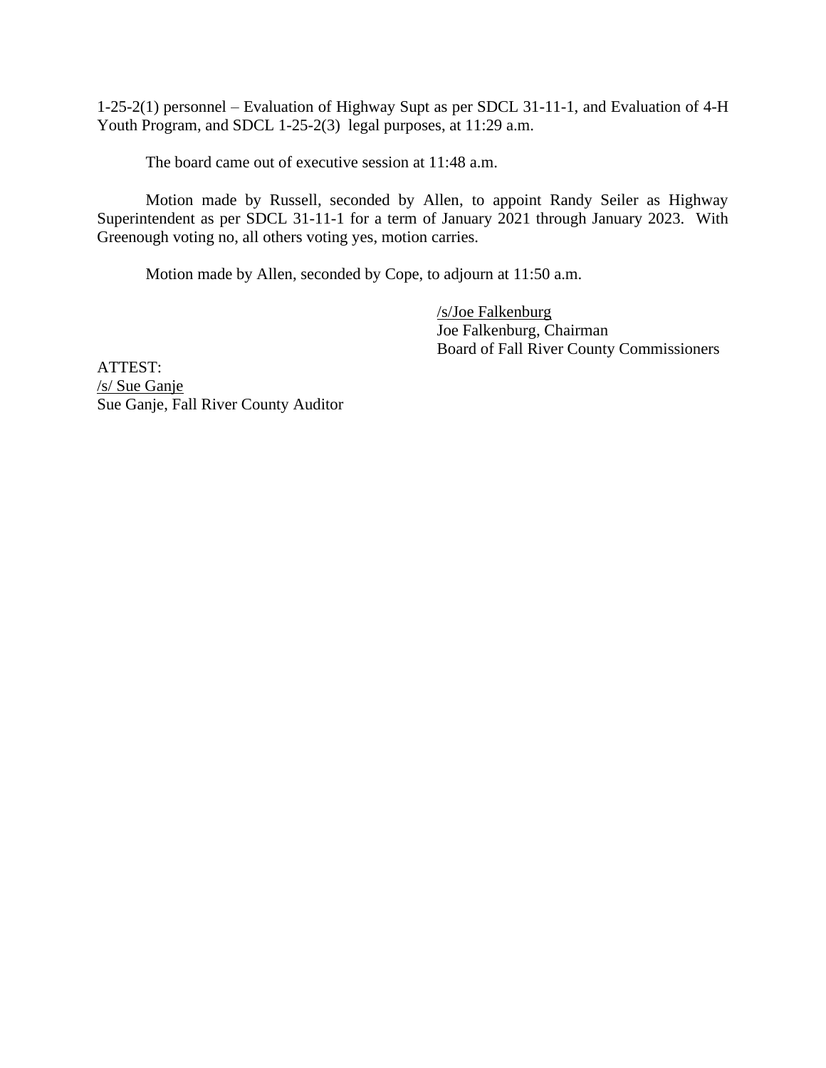1-25-2(1) personnel – Evaluation of Highway Supt as per SDCL 31-11-1, and Evaluation of 4-H Youth Program, and SDCL 1-25-2(3) legal purposes, at 11:29 a.m.

The board came out of executive session at 11:48 a.m.

Motion made by Russell, seconded by Allen, to appoint Randy Seiler as Highway Superintendent as per SDCL 31-11-1 for a term of January 2021 through January 2023. With Greenough voting no, all others voting yes, motion carries.

Motion made by Allen, seconded by Cope, to adjourn at 11:50 a.m.

/s/Joe Falkenburg
Joe Falkenburg, Chairman
Board of Fall River County Commissioners

ATTEST:
/s/ Sue Ganje
Sue Ganje, Fall River County Auditor